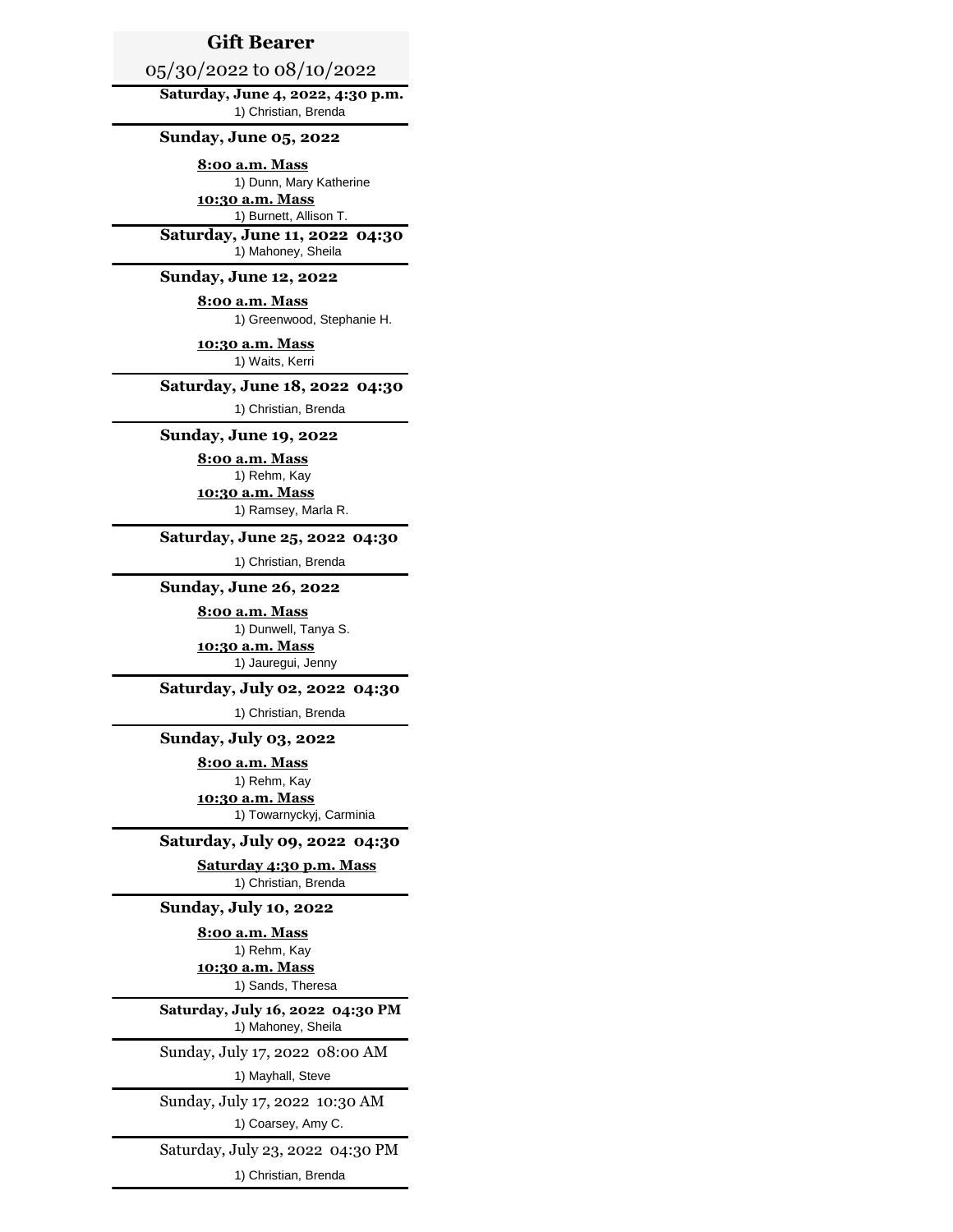# Gift Bearer

05/30/2022 to 08/10/2022

**Saturday, June 4, 2022, 4:30 p.m.**

1) Christian, Brenda

**Sunday, June 05, 2022**

**8:00 a.m. Mass**

1) Dunn, Mary Katherine

**10:30 a.m. Mass**

1) Burnett, Allison T.

**Saturday, June 11, 2022 04:30**

1) Mahoney, Sheila

**Sunday, June 12, 2022**

**8:00 a.m. Mass**

1) Greenwood, Stephanie H.

**10:30 a.m. Mass**

1) Waits, Kerri

**Saturday, June 18, 2022 04:30**

1) Christian, Brenda

**Sunday, June 19, 2022**

**8:00 a.m. Mass**

1) Rehm, Kay

**10:30 a.m. Mass**

1) Ramsey, Marla R.

**Saturday, June 25, 2022 04:30**

1) Christian, Brenda

**Sunday, June 26, 2022**

**8:00 a.m. Mass**

1) Dunwell, Tanya S.

**10:30 a.m. Mass**

1) Jauregui, Jenny

**Saturday, July 02, 2022 04:30**

1) Christian, Brenda

**Sunday, July 03, 2022**

**8:00 a.m. Mass**

1) Rehm, Kay

**10:30 a.m. Mass**

1) Towarnyckyj, Carminia

**Saturday, July 09, 2022 04:30**

**Saturday 4:30 p.m. Mass**

1) Christian, Brenda

**Sunday, July 10, 2022**

**8:00 a.m. Mass**

1) Rehm, Kay

**10:30 a.m. Mass**

1) Sands, Theresa

**Saturday, July 16, 2022 04:30 PM**

1) Mahoney, Sheila

Sunday, July 17, 2022 08:00 AM

1) Mayhall, Steve

Sunday, July 17, 2022 10:30 AM

1) Coarsey, Amy C.

Saturday, July 23, 2022 04:30 PM

1) Christian, Brenda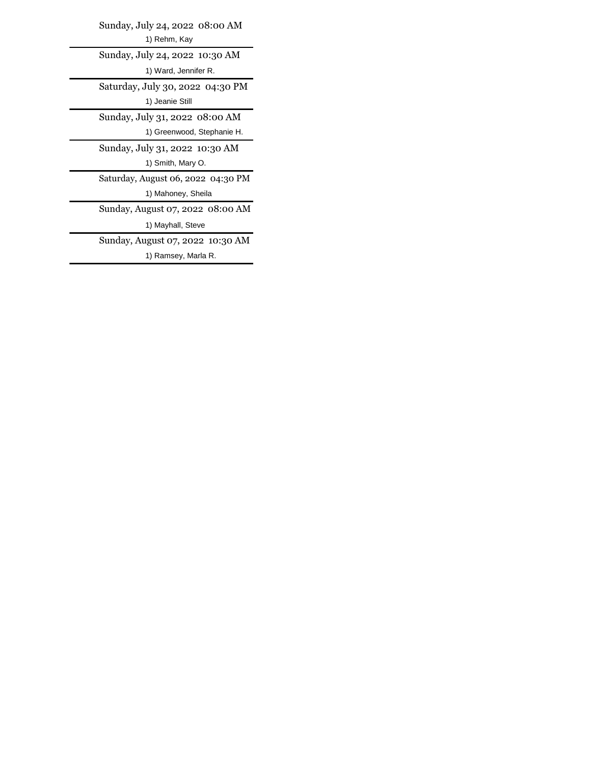Sunday, July 24, 2022 08:00 AM

1) Rehm, Kay

---

Sunday, July 24, 2022 10:30 AM

1) Ward, Jennifer R.

---

Saturday, July 30, 2022 04:30 PM

1) Jeanie Still

---

Sunday, July 31, 2022 08:00 AM

1) Greenwood, Stephanie H.

---

Sunday, July 31, 2022 10:30 AM

1) Smith, Mary O.

---

Saturday, August 06, 2022 04:30 PM

1) Mahoney, Sheila

---

Sunday, August 07, 2022 08:00 AM

1) Mayhall, Steve

---

Sunday, August 07, 2022 10:30 AM

1) Ramsey, Marla R.

---